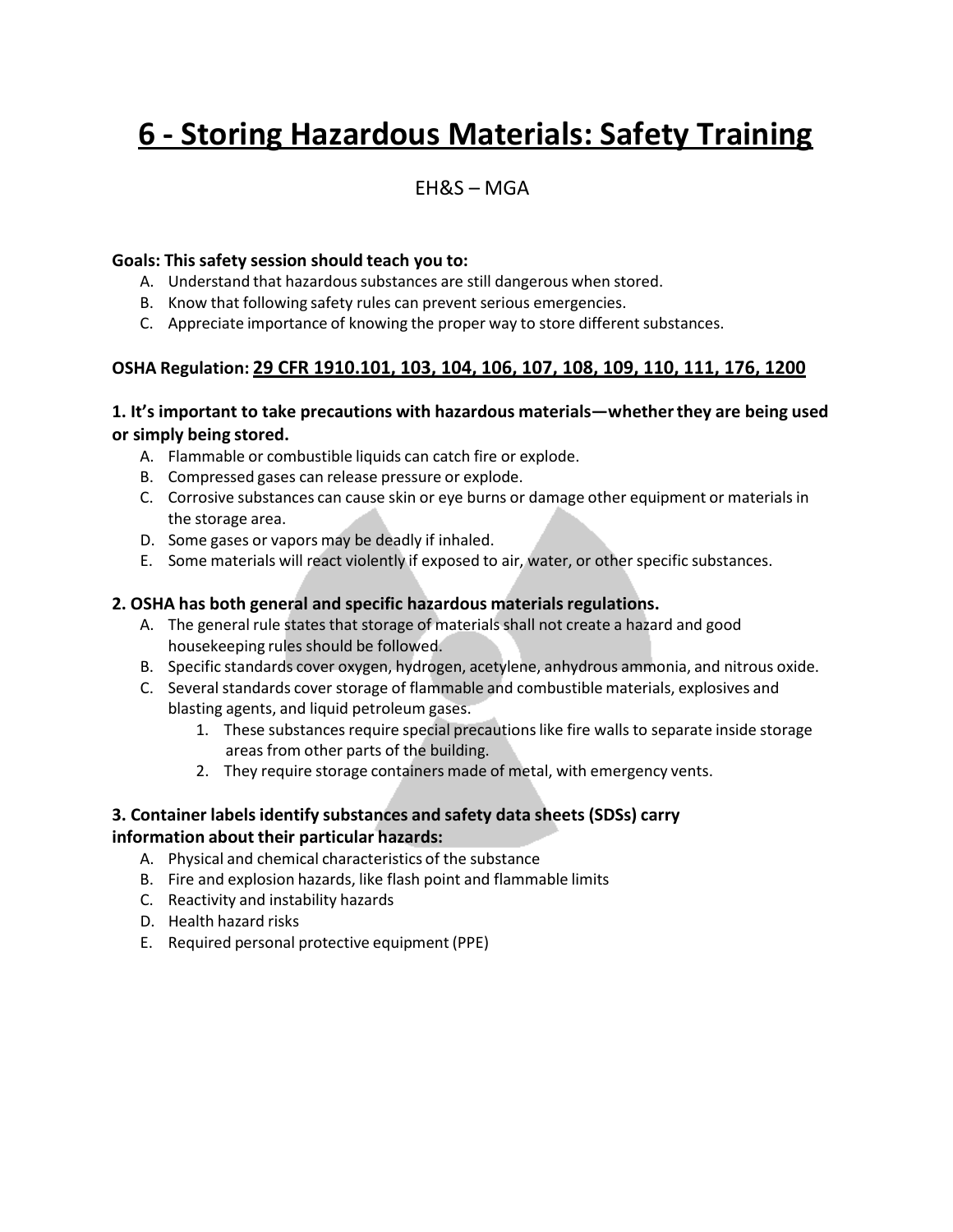# 6 - Storing Hazardous Materials: Safety Training

EH&S – MGA

**Goals: This safety session should teach you to:**

A. Understand that hazardous substances are still dangerous when stored.
B. Know that following safety rules can prevent serious emergencies.
C. Appreciate importance of knowing the proper way to store different substances.

**OSHA Regulation: 29 CFR 1910.101, 103, 104, 106, 107, 108, 109, 110, 111, 176, 1200**

### 1. It's important to take precautions with hazardous materials—whether they are being used or simply being stored.

A. Flammable or combustible liquids can catch fire or explode.
B. Compressed gases can release pressure or explode.
C. Corrosive substances can cause skin or eye burns or damage other equipment or materials in the storage area.
D. Some gases or vapors may be deadly if inhaled.
E. Some materials will react violently if exposed to air, water, or other specific substances.

### 2. OSHA has both general and specific hazardous materials regulations.

A. The general rule states that storage of materials shall not create a hazard and good housekeeping rules should be followed.
B. Specific standards cover oxygen, hydrogen, acetylene, anhydrous ammonia, and nitrous oxide.
C. Several standards cover storage of flammable and combustible materials, explosives and blasting agents, and liquid petroleum gases.
   1. These substances require special precautions like fire walls to separate inside storage areas from other parts of the building.
   2. They require storage containers made of metal, with emergency vents.

### 3. Container labels identify substances and safety data sheets (SDSs) carry information about their particular hazards:

A. Physical and chemical characteristics of the substance
B. Fire and explosion hazards, like flash point and flammable limits
C. Reactivity and instability hazards
D. Health hazard risks
E. Required personal protective equipment (PPE)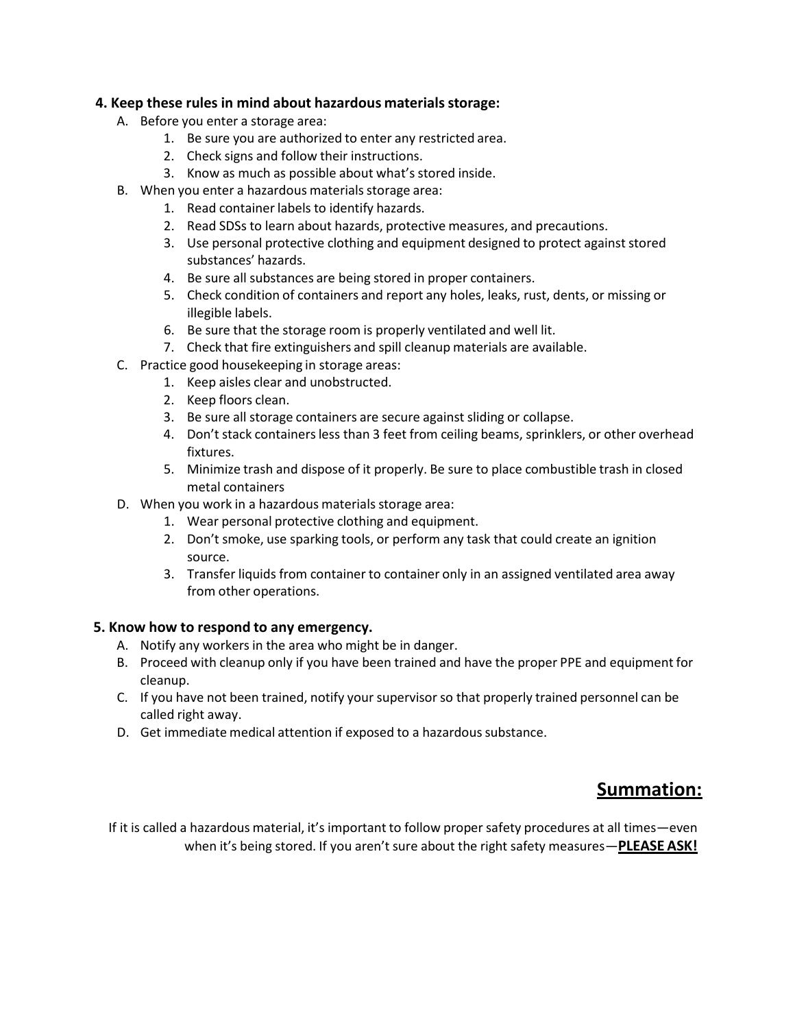**4. Keep these rules in mind about hazardous materials storage:**

A. Before you enter a storage area:
   1. Be sure you are authorized to enter any restricted area.
   2. Check signs and follow their instructions.
   3. Know as much as possible about what's stored inside.

B. When you enter a hazardous materials storage area:
   1. Read container labels to identify hazards.
   2. Read SDSs to learn about hazards, protective measures, and precautions.
   3. Use personal protective clothing and equipment designed to protect against stored substances' hazards.
   4. Be sure all substances are being stored in proper containers.
   5. Check condition of containers and report any holes, leaks, rust, dents, or missing or illegible labels.
   6. Be sure that the storage room is properly ventilated and well lit.
   7. Check that fire extinguishers and spill cleanup materials are available.

C. Practice good housekeeping in storage areas:
   1. Keep aisles clear and unobstructed.
   2. Keep floors clean.
   3. Be sure all storage containers are secure against sliding or collapse.
   4. Don't stack containers less than 3 feet from ceiling beams, sprinklers, or other overhead fixtures.
   5. Minimize trash and dispose of it properly. Be sure to place combustible trash in closed metal containers

D. When you work in a hazardous materials storage area:
   1. Wear personal protective clothing and equipment.
   2. Don't smoke, use sparking tools, or perform any task that could create an ignition source.
   3. Transfer liquids from container to container only in an assigned ventilated area away from other operations.

**5. Know how to respond to any emergency.**

A. Notify any workers in the area who might be in danger.

B. Proceed with cleanup only if you have been trained and have the proper PPE and equipment for cleanup.

C. If you have not been trained, notify your supervisor so that properly trained personnel can be called right away.

D. Get immediate medical attention if exposed to a hazardous substance.

## Summation:

If it is called a hazardous material, it's important to follow proper safety procedures at all times—even when it's being stored. If you aren't sure about the right safety measures—**PLEASE ASK!**